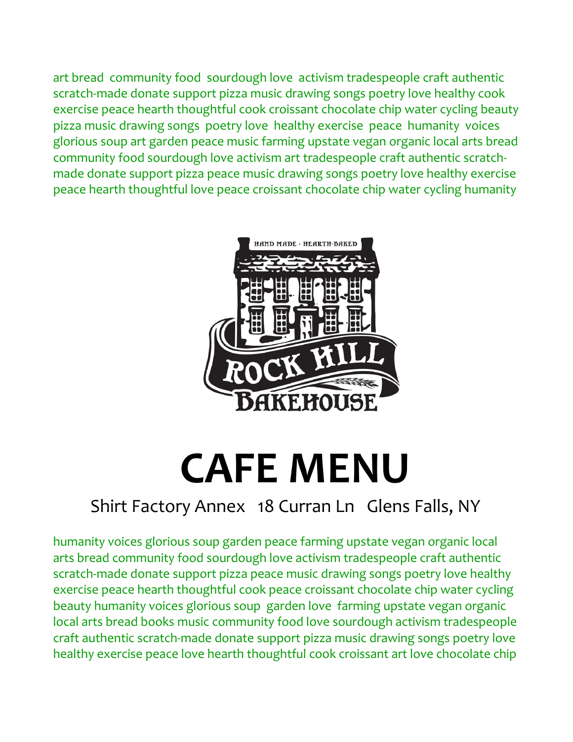art bread community food sourdough love activism tradespeople craft authentic scratch-made donate support pizza music drawing songs poetry love healthy cook exercise peace hearth thoughtful cook croissant chocolate chip water cycling beauty pizza music drawing songs poetry love healthy exercise peace humanity voices glorious soup art garden peace music farming upstate vegan organic local arts bread community food sourdough love activism art tradespeople craft authentic scratch-made donate support pizza peace music drawing songs poetry love healthy exercise peace hearth thoughtful love peace croissant chocolate chip water cycling humanity

HAND MADE · HEARTH-BAKED

ROCK HILL BAKEHOUSE

# CAFE MENU

Shirt Factory Annex 18 Curran Ln Glens Falls, NY

humanity voices glorious soup garden peace farming upstate vegan organic local arts bread community food sourdough love activism tradespeople craft authentic scratch-made donate support pizza peace music drawing songs poetry love healthy exercise peace hearth thoughtful cook peace croissant chocolate chip water cycling beauty humanity voices glorious soup garden love farming upstate vegan organic local arts bread books music community food love sourdough activism tradespeople craft authentic scratch-made donate support pizza music drawing songs poetry love healthy exercise peace love hearth thoughtful cook croissant art love chocolate chip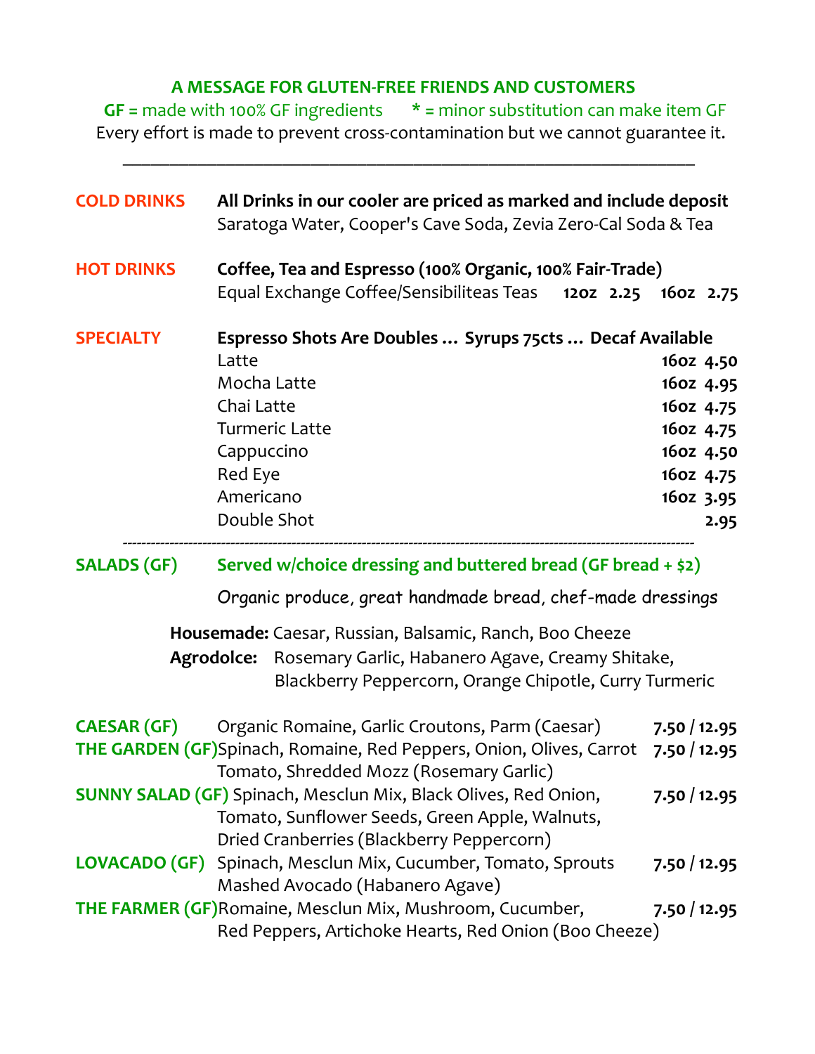**A MESSAGE FOR GLUTEN-FREE FRIENDS AND CUSTOMERS**

**GF =** made with 100% GF ingredients **\*** = minor substitution can make item GF

Every effort is made to prevent cross-contamination but we cannot guarantee it.

---

## COLD DRINKS

**All Drinks in our cooler are priced as marked and include deposit**

Saratoga Water, Cooper's Cave Soda, Zevia Zero-Cal Soda & Tea

## HOT DRINKS

**Coffee, Tea and Espresso (100% Organic, 100% Fair-Trade)**

Equal Exchange Coffee/Sensibiliteas Teas **12oz 2.25 16oz 2.75**

## SPECIALTY

**Espresso Shots Are Doubles … Syrups 75cts … Decaf Available**

| Item | Price |
| --- | --- |
| Latte | **16oz 4.50** |
| Mocha Latte | **16oz 4.95** |
| Chai Latte | **16oz 4.75** |
| Turmeric Latte | **16oz 4.75** |
| Cappuccino | **16oz 4.50** |
| Red Eye | **16oz 4.75** |
| Americano | **16oz 3.95** |
| Double Shot | **2.95** |

---

## SALADS (GF)

**Served w/choice dressing and buttered bread (GF bread + $2)**

Organic produce, great handmade bread, chef-made dressings

**Housemade:** Caesar, Russian, Balsamic, Ranch, Boo Cheeze

**Agrodolce:** Rosemary Garlic, Habanero Agave, Creamy Shitake, Blackberry Peppercorn, Orange Chipotle, Curry Turmeric

| Salad | Description | Price |
| --- | --- | --- |
| **CAESAR (GF)** | Organic Romaine, Garlic Croutons, Parm (Caesar) | **7.50 / 12.95** |
| **THE GARDEN (GF)** | Spinach, Romaine, Red Peppers, Onion, Olives, Carrot Tomato, Shredded Mozz (Rosemary Garlic) | **7.50 / 12.95** |
| **SUNNY SALAD (GF)** | Spinach, Mesclun Mix, Black Olives, Red Onion, Tomato, Sunflower Seeds, Green Apple, Walnuts, Dried Cranberries (Blackberry Peppercorn) | **7.50 / 12.95** |
| **LOVACADO (GF)** | Spinach, Mesclun Mix, Cucumber, Tomato, Sprouts Mashed Avocado (Habanero Agave) | **7.50 / 12.95** |
| **THE FARMER (GF)** | Romaine, Mesclun Mix, Mushroom, Cucumber, Red Peppers, Artichoke Hearts, Red Onion (Boo Cheeze) | **7.50 / 12.95** |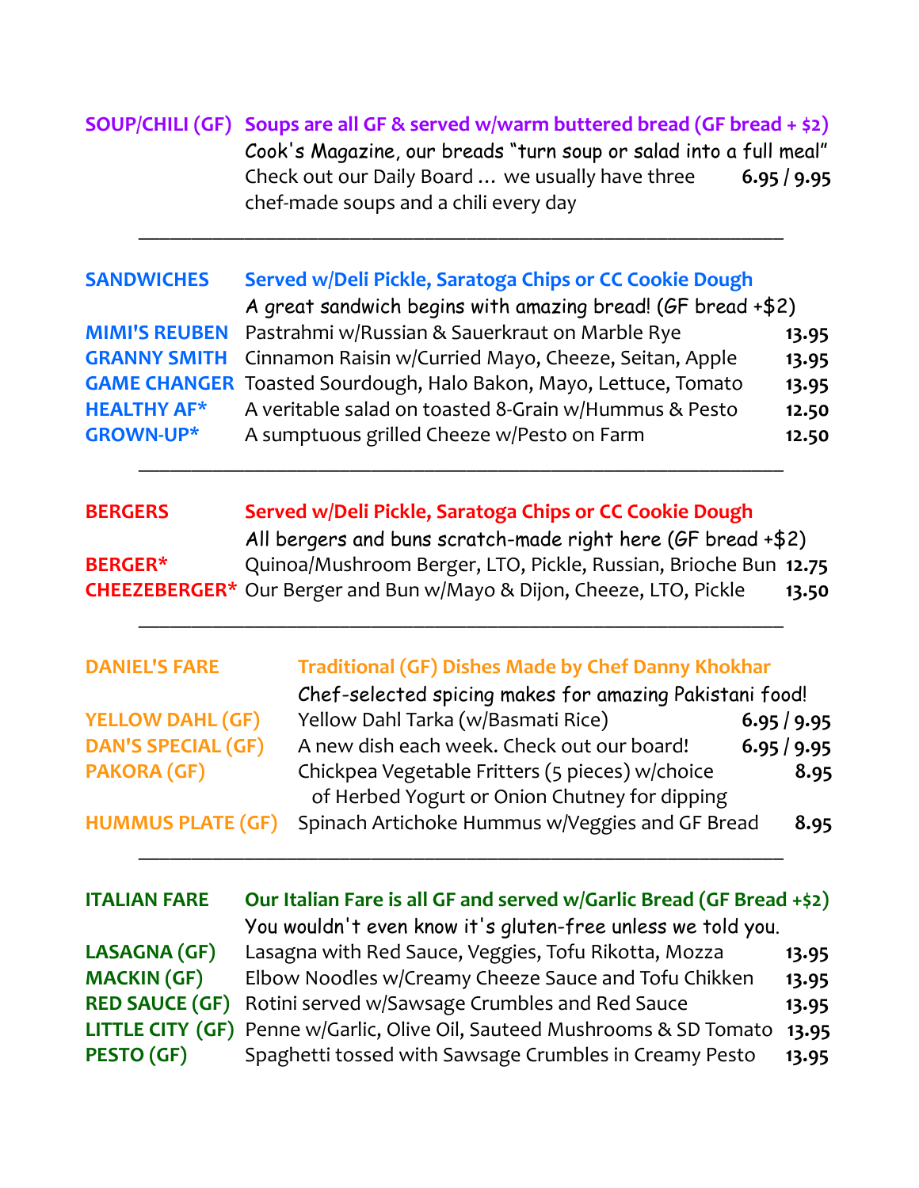## SOUP/CHILI (GF)

**Soups are all GF & served w/warm buttered bread (GF bread + $2)**

Cook's Magazine, our breads "turn soup or salad into a full meal"

Check out our Daily Board … we usually have three chef-made soups and a chili every day **6.95 / 9.95**

---

## SANDWICHES

**Served w/Deli Pickle, Saratoga Chips or CC Cookie Dough**

A great sandwich begins with amazing bread! (GF bread +$2)

| | | |
|---|---|---|
| **MIMI'S REUBEN** | Pastrahmi w/Russian & Sauerkraut on Marble Rye | **13.95** |
| **GRANNY SMITH** | Cinnamon Raisin w/Curried Mayo, Cheeze, Seitan, Apple | **13.95** |
| **GAME CHANGER** | Toasted Sourdough, Halo Bakon, Mayo, Lettuce, Tomato | **13.95** |
| **HEALTHY AF*** | A veritable salad on toasted 8-Grain w/Hummus & Pesto | **12.50** |
| **GROWN-UP*** | A sumptuous grilled Cheeze w/Pesto on Farm | **12.50** |

---

## BERGERS

**Served w/Deli Pickle, Saratoga Chips or CC Cookie Dough**

All bergers and buns scratch-made right here (GF bread +$2)

| | | |
|---|---|---|
| **BERGER*** | Quinoa/Mushroom Berger, LTO, Pickle, Russian, Brioche Bun | **12.75** |
| **CHEEZEBERGER*** | Our Berger and Bun w/Mayo & Dijon, Cheeze, LTO, Pickle | **13.50** |

---

## DANIEL'S FARE

**Traditional (GF) Dishes Made by Chef Danny Khokhar**

Chef-selected spicing makes for amazing Pakistani food!

| | | |
|---|---|---|
| **YELLOW DAHL (GF)** | Yellow Dahl Tarka (w/Basmati Rice) | **6.95 / 9.95** |
| **DAN'S SPECIAL (GF)** | A new dish each week. Check out our board! | **6.95 / 9.95** |
| **PAKORA (GF)** | Chickpea Vegetable Fritters (5 pieces) w/choice of Herbed Yogurt or Onion Chutney for dipping | **8.95** |
| **HUMMUS PLATE (GF)** | Spinach Artichoke Hummus w/Veggies and GF Bread | **8.95** |

---

## ITALIAN FARE

**Our Italian Fare is all GF and served w/Garlic Bread (GF Bread +$2)**

You wouldn't even know it's gluten-free unless we told you.

| | | |
|---|---|---|
| **LASAGNA (GF)** | Lasagna with Red Sauce, Veggies, Tofu Rikotta, Mozza | **13.95** |
| **MACKIN (GF)** | Elbow Noodles w/Creamy Cheeze Sauce and Tofu Chikken | **13.95** |
| **RED SAUCE (GF)** | Rotini served w/Sawsage Crumbles and Red Sauce | **13.95** |
| **LITTLE CITY (GF)** | Penne w/Garlic, Olive Oil, Sauteed Mushrooms & SD Tomato | **13.95** |
| **PESTO (GF)** | Spaghetti tossed with Sawsage Crumbles in Creamy Pesto | **13.95** |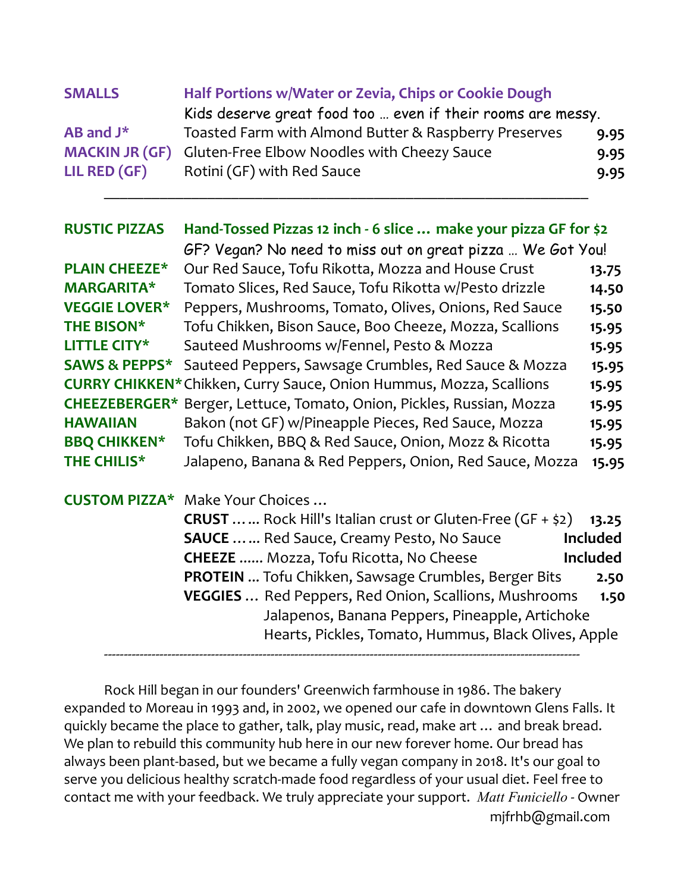## SMALLS — Half Portions w/Water or Zevia, Chips or Cookie Dough

Kids deserve great food too … even if their rooms are messy.

| | | |
|---|---|---|
| **AB and J*** | Toasted Farm with Almond Butter & Raspberry Preserves | **9.95** |
| **MACKIN JR (GF)** | Gluten-Free Elbow Noodles with Cheezy Sauce | **9.95** |
| **LIL RED (GF)** | Rotini (GF) with Red Sauce | **9.95** |

---

## RUSTIC PIZZAS — Hand-Tossed Pizzas 12 inch - 6 slice … make your pizza GF for $2

GF? Vegan? No need to miss out on great pizza … We Got You!

| | | |
|---|---|---|
| **PLAIN CHEEZE*** | Our Red Sauce, Tofu Rikotta, Mozza and House Crust | **13.75** |
| **MARGARITA*** | Tomato Slices, Red Sauce, Tofu Rikotta w/Pesto drizzle | **14.50** |
| **VEGGIE LOVER*** | Peppers, Mushrooms, Tomato, Olives, Onions, Red Sauce | **15.50** |
| **THE BISON*** | Tofu Chikken, Bison Sauce, Boo Cheeze, Mozza, Scallions | **15.95** |
| **LITTLE CITY*** | Sauteed Mushrooms w/Fennel, Pesto & Mozza | **15.95** |
| **SAWS & PEPPS*** | Sauteed Peppers, Sawsage Crumbles, Red Sauce & Mozza | **15.95** |
| **CURRY CHIKKEN*** | Chikken, Curry Sauce, Onion Hummus, Mozza, Scallions | **15.95** |
| **CHEEZEBERGER*** | Berger, Lettuce, Tomato, Onion, Pickles, Russian, Mozza | **15.95** |
| **HAWAIIAN** | Bakon (not GF) w/Pineapple Pieces, Red Sauce, Mozza | **15.95** |
| **BBQ CHIKKEN*** | Tofu Chikken, BBQ & Red Sauce, Onion, Mozz & Ricotta | **15.95** |
| **THE CHILIS*** | Jalapeno, Banana & Red Peppers, Onion, Red Sauce, Mozza | **15.95** |

## CUSTOM PIZZA* — Make Your Choices …

| | | |
|---|---|---|
| **CRUST** | Rock Hill's Italian crust or Gluten-Free (GF + $2) | **13.25** |
| **SAUCE** | Red Sauce, Creamy Pesto, No Sauce | **Included** |
| **CHEEZE** | Mozza, Tofu Ricotta, No Cheese | **Included** |
| **PROTEIN** | Tofu Chikken, Sawsage Crumbles, Berger Bits | **2.50** |
| **VEGGIES** | Red Peppers, Red Onion, Scallions, Mushrooms, Jalapenos, Banana Peppers, Pineapple, Artichoke Hearts, Pickles, Tomato, Hummus, Black Olives, Apple | **1.50** |

---

Rock Hill began in our founders' Greenwich farmhouse in 1986. The bakery expanded to Moreau in 1993 and, in 2002, we opened our cafe in downtown Glens Falls. It quickly became the place to gather, talk, play music, read, make art … and break bread. We plan to rebuild this community hub here in our new forever home. Our bread has always been plant-based, but we became a fully vegan company in 2018. It's our goal to serve you delicious healthy scratch-made food regardless of your usual diet. Feel free to contact me with your feedback. We truly appreciate your support. *Matt Funiciello* - Owner

mjfrhb@gmail.com